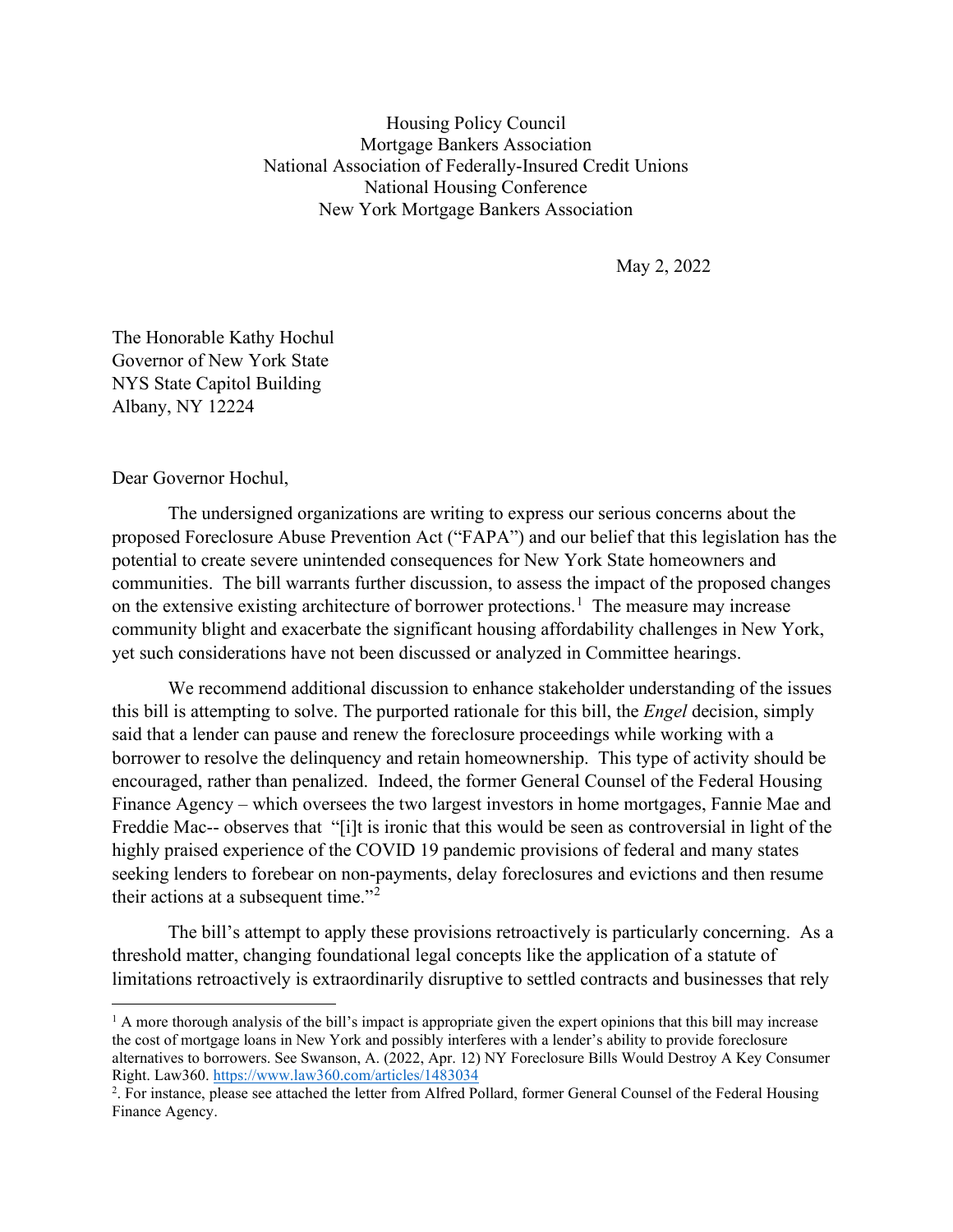Housing Policy Council
Mortgage Bankers Association
National Association of Federally-Insured Credit Unions
National Housing Conference
New York Mortgage Bankers Association

May 2, 2022

The Honorable Kathy Hochul
Governor of New York State
NYS State Capitol Building
Albany, NY 12224

Dear Governor Hochul,

The undersigned organizations are writing to express our serious concerns about the proposed Foreclosure Abuse Prevention Act ("FAPA") and our belief that this legislation has the potential to create severe unintended consequences for New York State homeowners and communities. The bill warrants further discussion, to assess the impact of the proposed changes on the extensive existing architecture of borrower protections.[1] The measure may increase community blight and exacerbate the significant housing affordability challenges in New York, yet such considerations have not been discussed or analyzed in Committee hearings.

We recommend additional discussion to enhance stakeholder understanding of the issues this bill is attempting to solve. The purported rationale for this bill, the *Engel* decision, simply said that a lender can pause and renew the foreclosure proceedings while working with a borrower to resolve the delinquency and retain homeownership. This type of activity should be encouraged, rather than penalized. Indeed, the former General Counsel of the Federal Housing Finance Agency – which oversees the two largest investors in home mortgages, Fannie Mae and Freddie Mac-- observes that "[i]t is ironic that this would be seen as controversial in light of the highly praised experience of the COVID 19 pandemic provisions of federal and many states seeking lenders to forebear on non-payments, delay foreclosures and evictions and then resume their actions at a subsequent time."[2]

The bill's attempt to apply these provisions retroactively is particularly concerning. As a threshold matter, changing foundational legal concepts like the application of a statute of limitations retroactively is extraordinarily disruptive to settled contracts and businesses that rely

---

[1] A more thorough analysis of the bill's impact is appropriate given the expert opinions that this bill may increase the cost of mortgage loans in New York and possibly interferes with a lender's ability to provide foreclosure alternatives to borrowers. See Swanson, A. (2022, Apr. 12) NY Foreclosure Bills Would Destroy A Key Consumer Right. Law360. https://www.law360.com/articles/1483034

[2]. For instance, please see attached the letter from Alfred Pollard, former General Counsel of the Federal Housing Finance Agency.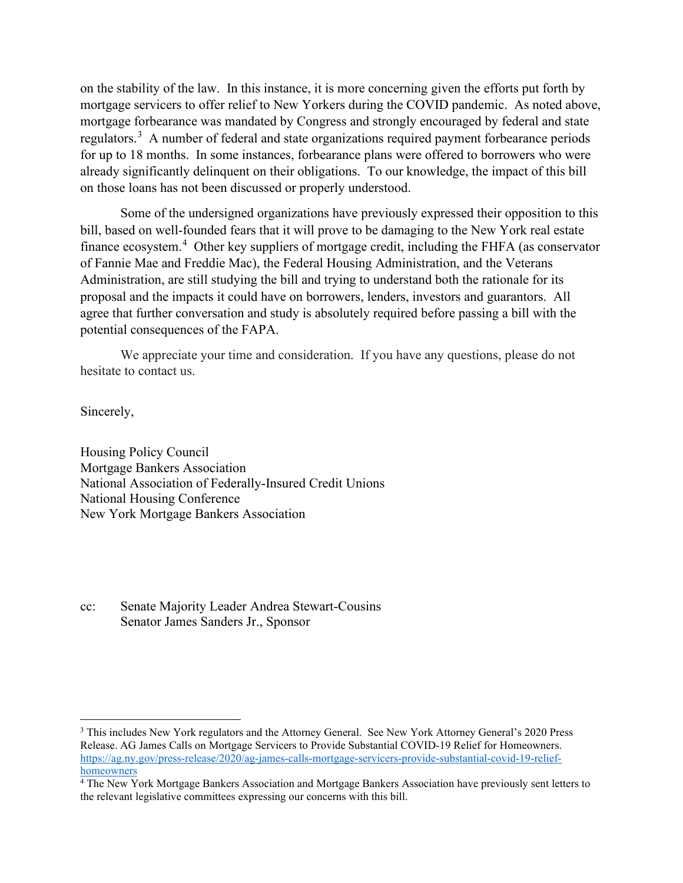on the stability of the law. In this instance, it is more concerning given the efforts put forth by mortgage servicers to offer relief to New Yorkers during the COVID pandemic. As noted above, mortgage forbearance was mandated by Congress and strongly encouraged by federal and state regulators.[3] A number of federal and state organizations required payment forbearance periods for up to 18 months. In some instances, forbearance plans were offered to borrowers who were already significantly delinquent on their obligations. To our knowledge, the impact of this bill on those loans has not been discussed or properly understood.

Some of the undersigned organizations have previously expressed their opposition to this bill, based on well-founded fears that it will prove to be damaging to the New York real estate finance ecosystem.[4] Other key suppliers of mortgage credit, including the FHFA (as conservator of Fannie Mae and Freddie Mac), the Federal Housing Administration, and the Veterans Administration, are still studying the bill and trying to understand both the rationale for its proposal and the impacts it could have on borrowers, lenders, investors and guarantors. All agree that further conversation and study is absolutely required before passing a bill with the potential consequences of the FAPA.

We appreciate your time and consideration. If you have any questions, please do not hesitate to contact us.

Sincerely,

Housing Policy Council
Mortgage Bankers Association
National Association of Federally-Insured Credit Unions
National Housing Conference
New York Mortgage Bankers Association

cc: Senate Majority Leader Andrea Stewart-Cousins
Senator James Sanders Jr., Sponsor

---

[3] This includes New York regulators and the Attorney General. See New York Attorney General's 2020 Press Release. AG James Calls on Mortgage Servicers to Provide Substantial COVID-19 Relief for Homeowners. https://ag.ny.gov/press-release/2020/ag-james-calls-mortgage-servicers-provide-substantial-covid-19-relief-homeowners

[4] The New York Mortgage Bankers Association and Mortgage Bankers Association have previously sent letters to the relevant legislative committees expressing our concerns with this bill.